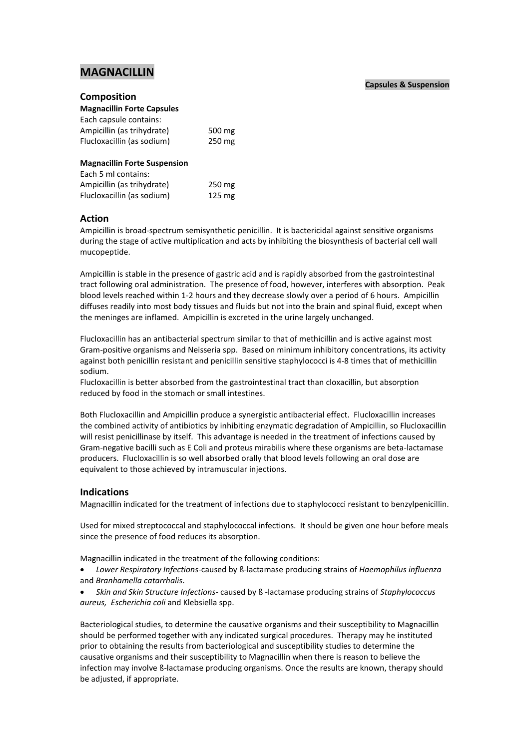# MAGNACILLIN

**Capsules & Suspension**

## Composition

**Magnacillin Forte Capsules**

Each capsule contains:

| | |
|---|---|
| Ampicillin (as trihydrate) | 500 mg |
| Flucloxacillin (as sodium) | 250 mg |

**Magnacillin Forte Suspension**

Each 5 ml contains:

| | |
|---|---|
| Ampicillin (as trihydrate) | 250 mg |
| Flucloxacillin (as sodium) | 125 mg |

## Action

Ampicillin is broad-spectrum semisynthetic penicillin. It is bactericidal against sensitive organisms during the stage of active multiplication and acts by inhibiting the biosynthesis of bacterial cell wall mucopeptide.

Ampicillin is stable in the presence of gastric acid and is rapidly absorbed from the gastrointestinal tract following oral administration. The presence of food, however, interferes with absorption. Peak blood levels reached within 1-2 hours and they decrease slowly over a period of 6 hours. Ampicillin diffuses readily into most body tissues and fluids but not into the brain and spinal fluid, except when the meninges are inflamed. Ampicillin is excreted in the urine largely unchanged.

Flucloxacillin has an antibacterial spectrum similar to that of methicillin and is active against most Gram-positive organisms and Neisseria spp. Based on minimum inhibitory concentrations, its activity against both penicillin resistant and penicillin sensitive staphylococci is 4-8 times that of methicillin sodium.

Flucloxacillin is better absorbed from the gastrointestinal tract than cloxacillin, but absorption reduced by food in the stomach or small intestines.

Both Flucloxacillin and Ampicillin produce a synergistic antibacterial effect. Flucloxacillin increases the combined activity of antibiotics by inhibiting enzymatic degradation of Ampicillin, so Flucloxacillin will resist penicillinase by itself. This advantage is needed in the treatment of infections caused by Gram-negative bacilli such as E Coli and proteus mirabilis where these organisms are beta-lactamase producers. Flucloxacillin is so well absorbed orally that blood levels following an oral dose are equivalent to those achieved by intramuscular injections.

## Indications

Magnacillin indicated for the treatment of infections due to staphylococci resistant to benzylpenicillin.

Used for mixed streptococcal and staphylococcal infections. It should be given one hour before meals since the presence of food reduces its absorption.

Magnacillin indicated in the treatment of the following conditions:

- *Lower Respiratory Infections*-caused by ß-lactamase producing strains of *Haemophilus influenza* and *Branhamella catarrhalis*.
- *Skin and Skin Structure Infections*- caused by ß -lactamase producing strains of *Staphylococcus aureus, Escherichia coli* and Klebsiella spp.

Bacteriological studies, to determine the causative organisms and their susceptibility to Magnacillin should be performed together with any indicated surgical procedures. Therapy may he instituted prior to obtaining the results from bacteriological and susceptibility studies to determine the causative organisms and their susceptibility to Magnacillin when there is reason to believe the infection may involve ß-lactamase producing organisms. Once the results are known, therapy should be adjusted, if appropriate.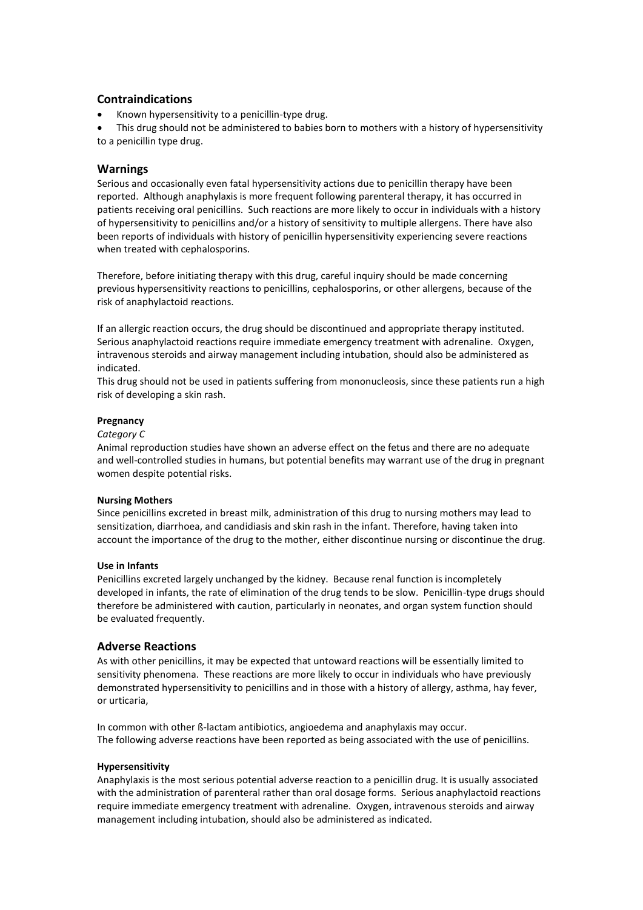## Contraindications

- Known hypersensitivity to a penicillin-type drug.
- This drug should not be administered to babies born to mothers with a history of hypersensitivity to a penicillin type drug.

## Warnings

Serious and occasionally even fatal hypersensitivity actions due to penicillin therapy have been reported. Although anaphylaxis is more frequent following parenteral therapy, it has occurred in patients receiving oral penicillins. Such reactions are more likely to occur in individuals with a history of hypersensitivity to penicillins and/or a history of sensitivity to multiple allergens. There have also been reports of individuals with history of penicillin hypersensitivity experiencing severe reactions when treated with cephalosporins.

Therefore, before initiating therapy with this drug, careful inquiry should be made concerning previous hypersensitivity reactions to penicillins, cephalosporins, or other allergens, because of the risk of anaphylactoid reactions.

If an allergic reaction occurs, the drug should be discontinued and appropriate therapy instituted. Serious anaphylactoid reactions require immediate emergency treatment with adrenaline. Oxygen, intravenous steroids and airway management including intubation, should also be administered as indicated.

This drug should not be used in patients suffering from mononucleosis, since these patients run a high risk of developing a skin rash.

**Pregnancy**

*Category C*

Animal reproduction studies have shown an adverse effect on the fetus and there are no adequate and well-controlled studies in humans, but potential benefits may warrant use of the drug in pregnant women despite potential risks.

**Nursing Mothers**

Since penicillins excreted in breast milk, administration of this drug to nursing mothers may lead to sensitization, diarrhoea, and candidiasis and skin rash in the infant. Therefore, having taken into account the importance of the drug to the mother, either discontinue nursing or discontinue the drug.

**Use in Infants**

Penicillins excreted largely unchanged by the kidney. Because renal function is incompletely developed in infants, the rate of elimination of the drug tends to be slow. Penicillin-type drugs should therefore be administered with caution, particularly in neonates, and organ system function should be evaluated frequently.

## Adverse Reactions

As with other penicillins, it may be expected that untoward reactions will be essentially limited to sensitivity phenomena. These reactions are more likely to occur in individuals who have previously demonstrated hypersensitivity to penicillins and in those with a history of allergy, asthma, hay fever, or urticaria,

In common with other ß-lactam antibiotics, angioedema and anaphylaxis may occur.
The following adverse reactions have been reported as being associated with the use of penicillins.

**Hypersensitivity**

Anaphylaxis is the most serious potential adverse reaction to a penicillin drug. It is usually associated with the administration of parenteral rather than oral dosage forms. Serious anaphylactoid reactions require immediate emergency treatment with adrenaline. Oxygen, intravenous steroids and airway management including intubation, should also be administered as indicated.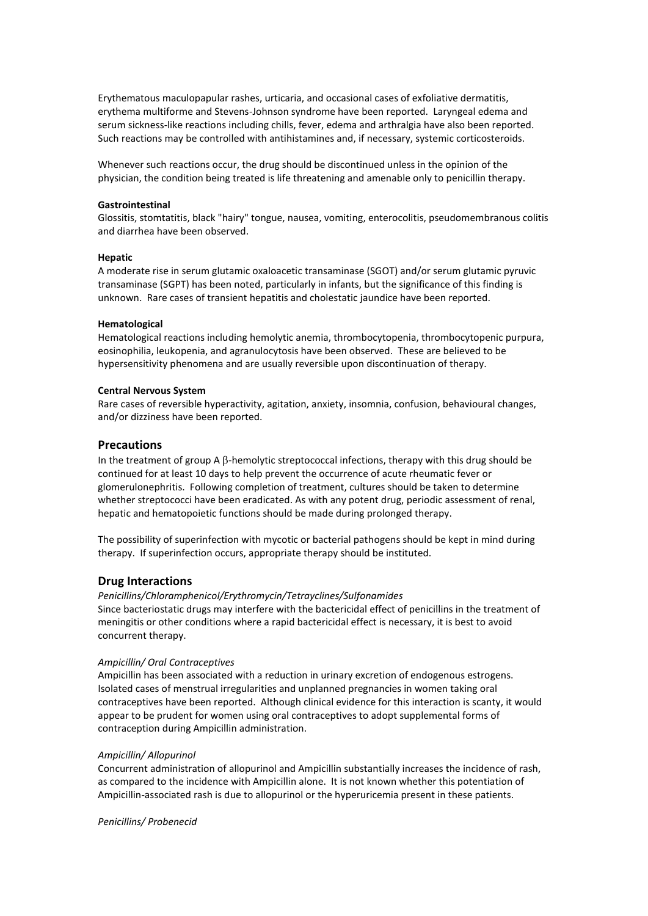Erythematous maculopapular rashes, urticaria, and occasional cases of exfoliative dermatitis, erythema multiforme and Stevens-Johnson syndrome have been reported. Laryngeal edema and serum sickness-like reactions including chills, fever, edema and arthralgia have also been reported. Such reactions may be controlled with antihistamines and, if necessary, systemic corticosteroids.

Whenever such reactions occur, the drug should be discontinued unless in the opinion of the physician, the condition being treated is life threatening and amenable only to penicillin therapy.

**Gastrointestinal**
Glossitis, stomtatitis, black "hairy" tongue, nausea, vomiting, enterocolitis, pseudomembranous colitis and diarrhea have been observed.

**Hepatic**
A moderate rise in serum glutamic oxaloacetic transaminase (SGOT) and/or serum glutamic pyruvic transaminase (SGPT) has been noted, particularly in infants, but the significance of this finding is unknown. Rare cases of transient hepatitis and cholestatic jaundice have been reported.

**Hematological**
Hematological reactions including hemolytic anemia, thrombocytopenia, thrombocytopenic purpura, eosinophilia, leukopenia, and agranulocytosis have been observed. These are believed to be hypersensitivity phenomena and are usually reversible upon discontinuation of therapy.

**Central Nervous System**
Rare cases of reversible hyperactivity, agitation, anxiety, insomnia, confusion, behavioural changes, and/or dizziness have been reported.

## Precautions

In the treatment of group A β-hemolytic streptococcal infections, therapy with this drug should be continued for at least 10 days to help prevent the occurrence of acute rheumatic fever or glomerulonephritis. Following completion of treatment, cultures should be taken to determine whether streptococci have been eradicated. As with any potent drug, periodic assessment of renal, hepatic and hematopoietic functions should be made during prolonged therapy.

The possibility of superinfection with mycotic or bacterial pathogens should be kept in mind during therapy. If superinfection occurs, appropriate therapy should be instituted.

## Drug Interactions

*Penicillins/Chloramphenicol/Erythromycin/Tetrayclines/Sulfonamides*
Since bacteriostatic drugs may interfere with the bactericidal effect of penicillins in the treatment of meningitis or other conditions where a rapid bactericidal effect is necessary, it is best to avoid concurrent therapy.

*Ampicillin/ Oral Contraceptives*
Ampicillin has been associated with a reduction in urinary excretion of endogenous estrogens. Isolated cases of menstrual irregularities and unplanned pregnancies in women taking oral contraceptives have been reported. Although clinical evidence for this interaction is scanty, it would appear to be prudent for women using oral contraceptives to adopt supplemental forms of contraception during Ampicillin administration.

*Ampicillin/ Allopurinol*
Concurrent administration of allopurinol and Ampicillin substantially increases the incidence of rash, as compared to the incidence with Ampicillin alone. It is not known whether this potentiation of Ampicillin-associated rash is due to allopurinol or the hyperuricemia present in these patients.

*Penicillins/ Probenecid*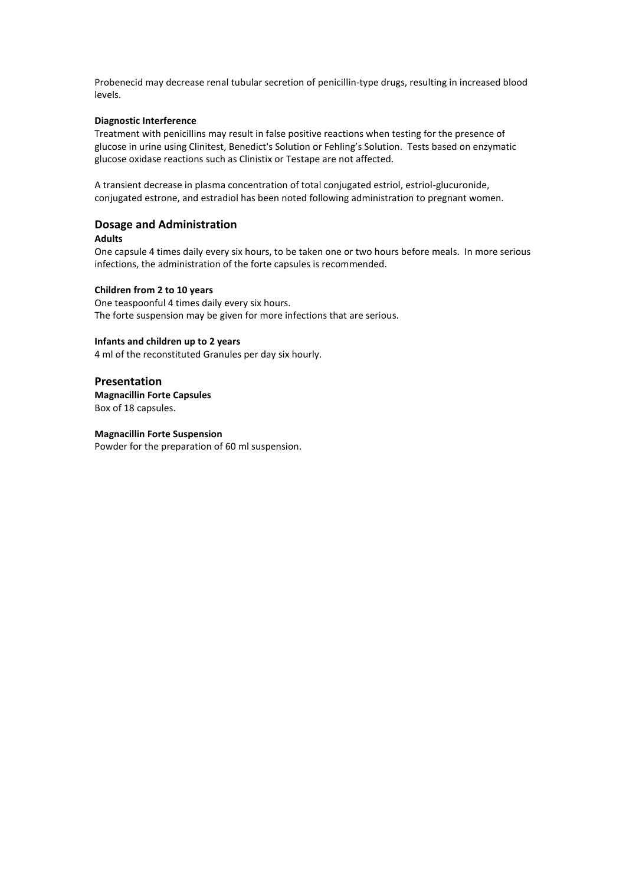Probenecid may decrease renal tubular secretion of penicillin-type drugs, resulting in increased blood levels.

**Diagnostic Interference**

Treatment with penicillins may result in false positive reactions when testing for the presence of glucose in urine using Clinitest, Benedict's Solution or Fehling's Solution. Tests based on enzymatic glucose oxidase reactions such as Clinistix or Testape are not affected.

A transient decrease in plasma concentration of total conjugated estriol, estriol-glucuronide, conjugated estrone, and estradiol has been noted following administration to pregnant women.

## Dosage and Administration

**Adults**

One capsule 4 times daily every six hours, to be taken one or two hours before meals. In more serious infections, the administration of the forte capsules is recommended.

**Children from 2 to 10 years**

One teaspoonful 4 times daily every six hours.
The forte suspension may be given for more infections that are serious.

**Infants and children up to 2 years**

4 ml of the reconstituted Granules per day six hourly.

## Presentation

**Magnacillin Forte Capsules**

Box of 18 capsules.

**Magnacillin Forte Suspension**

Powder for the preparation of 60 ml suspension.